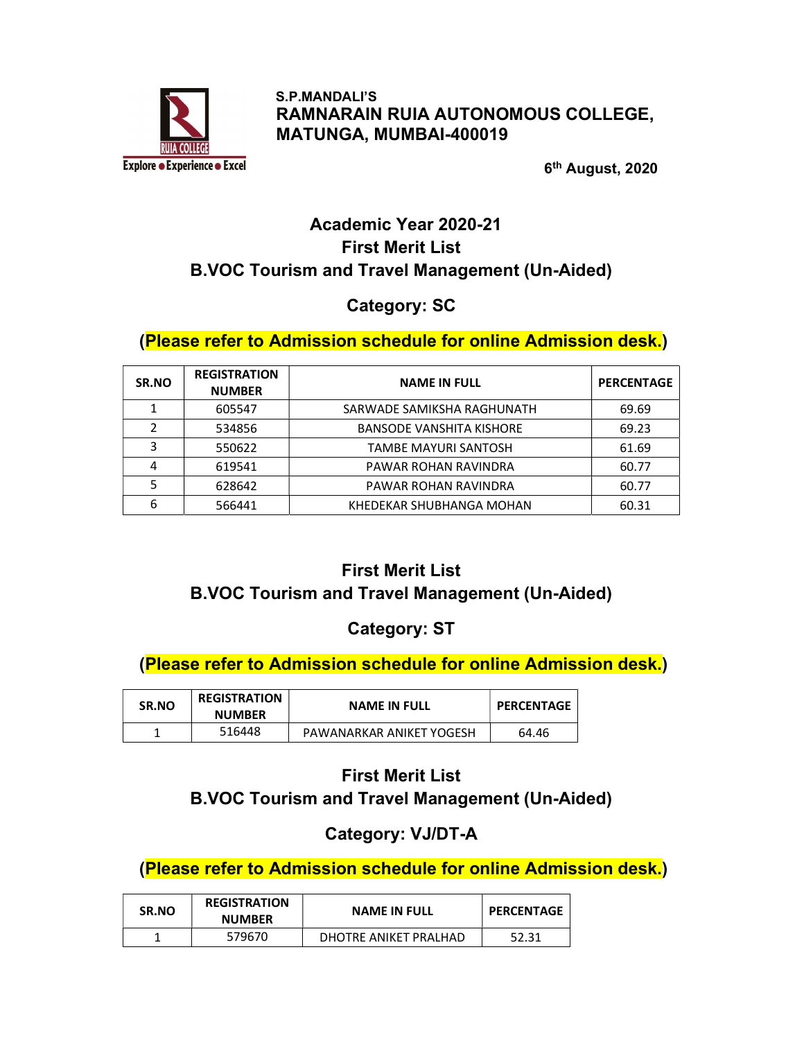S.P.MANDALI'S
**RAMNARAIN RUIA AUTONOMOUS COLLEGE, MATUNGA, MUMBAI-400019**

Explore ● Experience ● Excel

**6th August, 2020**

## Academic Year 2020-21
## First Merit List
## B.VOC Tourism and Travel Management (Un-Aided)

### Category: SC

**(Please refer to Admission schedule for online Admission desk.)**

| SR.NO | REGISTRATION NUMBER | NAME IN FULL | PERCENTAGE |
|---|---|---|---|
| 1 | 605547 | SARWADE SAMIKSHA RAGHUNATH | 69.69 |
| 2 | 534856 | BANSODE VANSHITA KISHORE | 69.23 |
| 3 | 550622 | TAMBE MAYURI SANTOSH | 61.69 |
| 4 | 619541 | PAWAR ROHAN RAVINDRA | 60.77 |
| 5 | 628642 | PAWAR ROHAN RAVINDRA | 60.77 |
| 6 | 566441 | KHEDEKAR SHUBHANGA MOHAN | 60.31 |

## First Merit List
## B.VOC Tourism and Travel Management (Un-Aided)

### Category: ST

**(Please refer to Admission schedule for online Admission desk.)**

| SR.NO | REGISTRATION NUMBER | NAME IN FULL | PERCENTAGE |
|---|---|---|---|
| 1 | 516448 | PAWANARKAR ANIKET YOGESH | 64.46 |

## First Merit List
## B.VOC Tourism and Travel Management (Un-Aided)

### Category: VJ/DT-A

**(Please refer to Admission schedule for online Admission desk.)**

| SR.NO | REGISTRATION NUMBER | NAME IN FULL | PERCENTAGE |
|---|---|---|---|
| 1 | 579670 | DHOTRE ANIKET PRALHAD | 52.31 |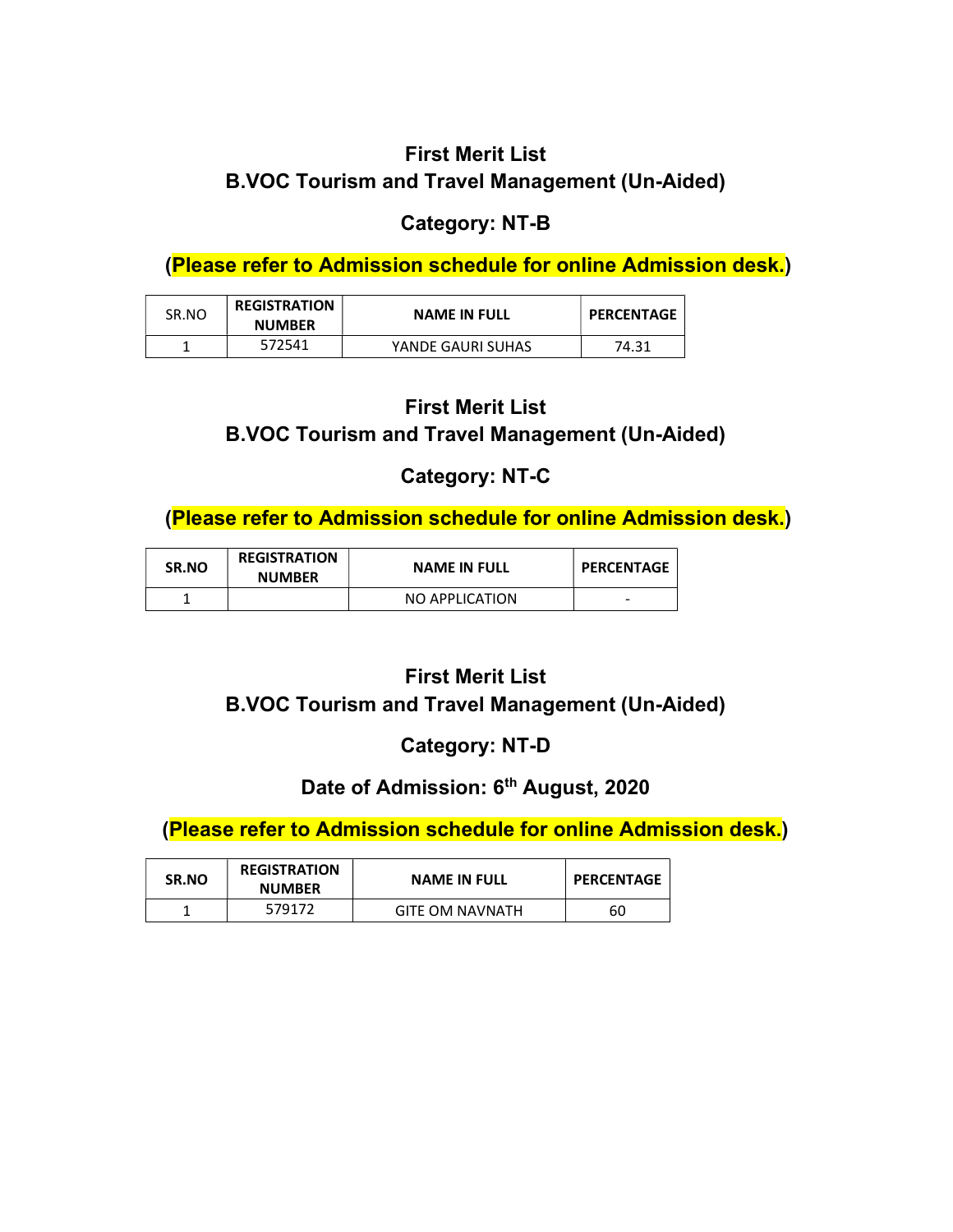## First Merit List
## B.VOC Tourism and Travel Management (Un-Aided)

### Category: NT-B

**(Please refer to Admission schedule for online Admission desk.)**

| SR.NO | REGISTRATION NUMBER | NAME IN FULL | PERCENTAGE |
|---|---|---|---|
| 1 | 572541 | YANDE GAURI SUHAS | 74.31 |

## First Merit List
## B.VOC Tourism and Travel Management (Un-Aided)

### Category: NT-C

**(Please refer to Admission schedule for online Admission desk.)**

| SR.NO | REGISTRATION NUMBER | NAME IN FULL | PERCENTAGE |
|---|---|---|---|
| 1 | | NO APPLICATION | - |

## First Merit List
## B.VOC Tourism and Travel Management (Un-Aided)

### Category: NT-D

### Date of Admission: 6th August, 2020

**(Please refer to Admission schedule for online Admission desk.)**

| SR.NO | REGISTRATION NUMBER | NAME IN FULL | PERCENTAGE |
|---|---|---|---|
| 1 | 579172 | GITE OM NAVNATH | 60 |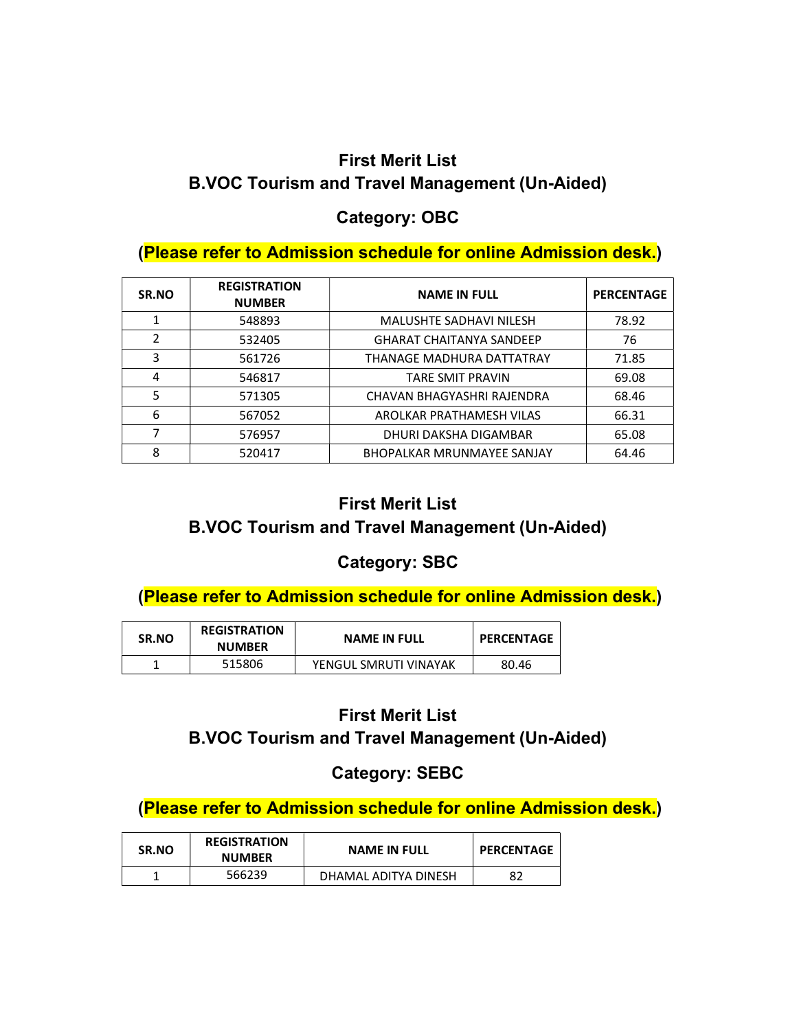## First Merit List
## B.VOC Tourism and Travel Management (Un-Aided)

### Category: OBC

**(Please refer to Admission schedule for online Admission desk.)**

| SR.NO | REGISTRATION NUMBER | NAME IN FULL | PERCENTAGE |
|---|---|---|---|
| 1 | 548893 | MALUSHTE SADHAVI NILESH | 78.92 |
| 2 | 532405 | GHARAT CHAITANYA SANDEEP | 76 |
| 3 | 561726 | THANAGE MADHURA DATTATRAY | 71.85 |
| 4 | 546817 | TARE SMIT PRAVIN | 69.08 |
| 5 | 571305 | CHAVAN BHAGYASHRI RAJENDRA | 68.46 |
| 6 | 567052 | AROLKAR PRATHAMESH VILAS | 66.31 |
| 7 | 576957 | DHURI DAKSHA DIGAMBAR | 65.08 |
| 8 | 520417 | BHOPALKAR MRUNMAYEE SANJAY | 64.46 |

## First Merit List
## B.VOC Tourism and Travel Management (Un-Aided)

### Category: SBC

**(Please refer to Admission schedule for online Admission desk.)**

| SR.NO | REGISTRATION NUMBER | NAME IN FULL | PERCENTAGE |
|---|---|---|---|
| 1 | 515806 | YENGUL SMRUTI VINAYAK | 80.46 |

## First Merit List
## B.VOC Tourism and Travel Management (Un-Aided)

### Category: SEBC

**(Please refer to Admission schedule for online Admission desk.)**

| SR.NO | REGISTRATION NUMBER | NAME IN FULL | PERCENTAGE |
|---|---|---|---|
| 1 | 566239 | DHAMAL ADITYA DINESH | 82 |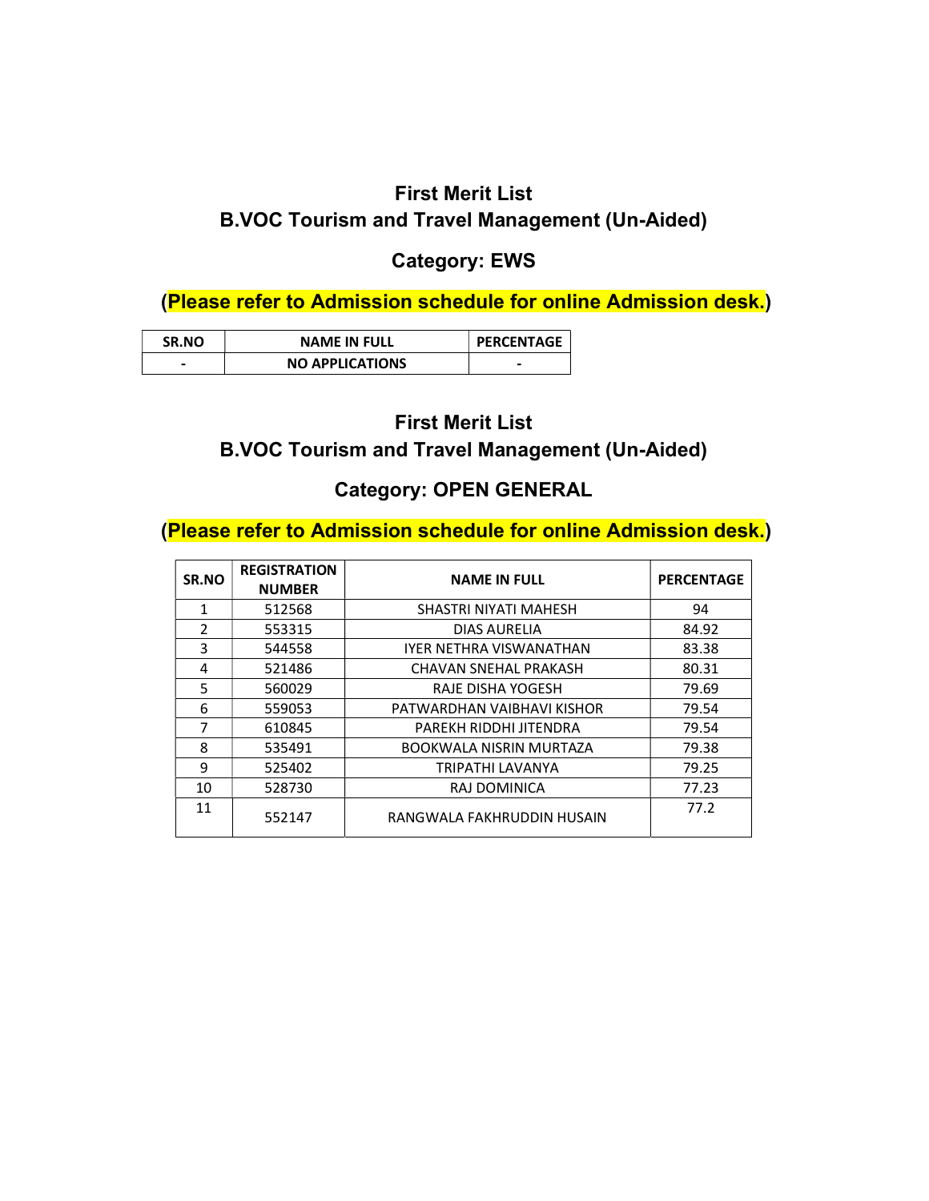## First Merit List
## B.VOC Tourism and Travel Management (Un-Aided)

### Category: EWS

**(Please refer to Admission schedule for online Admission desk.)**

| SR.NO | NAME IN FULL | PERCENTAGE |
|---|---|---|
| - | NO APPLICATIONS | - |

## First Merit List
## B.VOC Tourism and Travel Management (Un-Aided)

### Category: OPEN GENERAL

**(Please refer to Admission schedule for online Admission desk.)**

| SR.NO | REGISTRATION NUMBER | NAME IN FULL | PERCENTAGE |
|---|---|---|---|
| 1 | 512568 | SHASTRI NIYATI MAHESH | 94 |
| 2 | 553315 | DIAS AURELIA | 84.92 |
| 3 | 544558 | IYER NETHRA VISWANATHAN | 83.38 |
| 4 | 521486 | CHAVAN SNEHAL PRAKASH | 80.31 |
| 5 | 560029 | RAJE DISHA YOGESH | 79.69 |
| 6 | 559053 | PATWARDHAN VAIBHAVI KISHOR | 79.54 |
| 7 | 610845 | PAREKH RIDDHI JITENDRA | 79.54 |
| 8 | 535491 | BOOKWALA NISRIN MURTAZA | 79.38 |
| 9 | 525402 | TRIPATHI LAVANYA | 79.25 |
| 10 | 528730 | RAJ DOMINICA | 77.23 |
| 11 | 552147 | RANGWALA FAKHRUDDIN HUSAIN | 77.2 |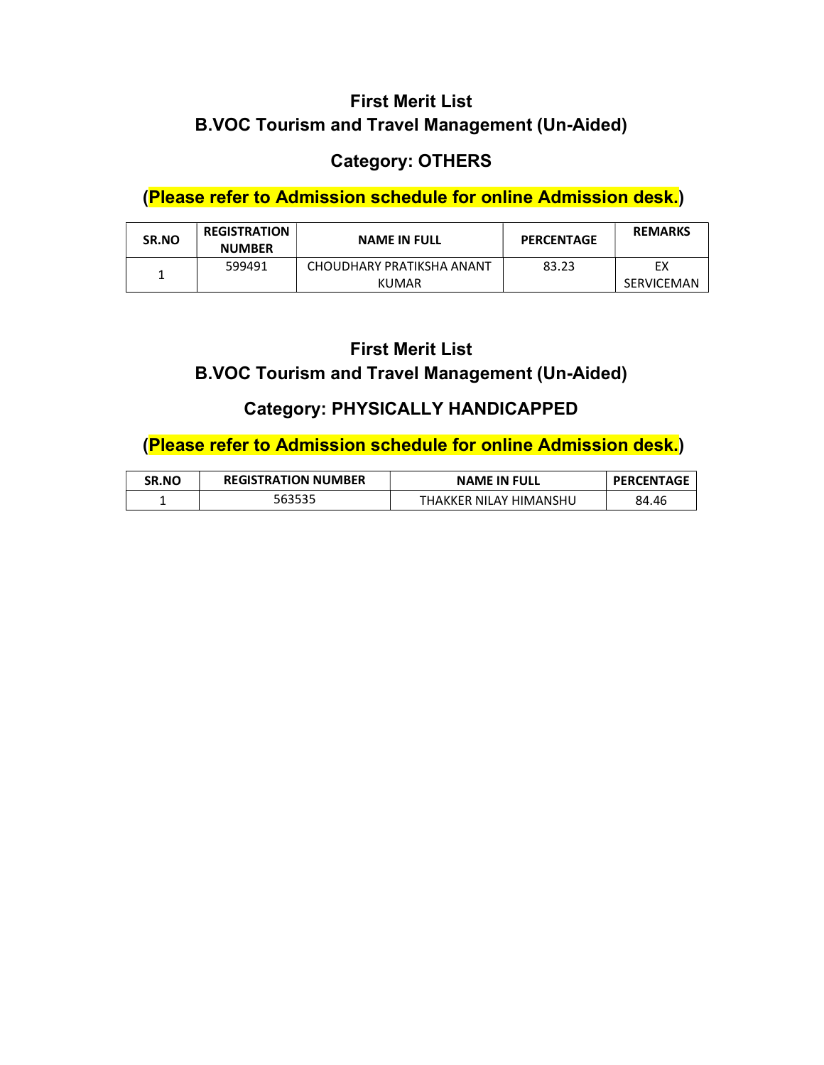## First Merit List

## B.VOC Tourism and Travel Management (Un-Aided)

### Category: OTHERS

**(Please refer to Admission schedule for online Admission desk.)**

| SR.NO | REGISTRATION NUMBER | NAME IN FULL | PERCENTAGE | REMARKS |
|---|---|---|---|---|
| 1 | 599491 | CHOUDHARY PRATIKSHA ANANT KUMAR | 83.23 | EX SERVICEMAN |

## First Merit List

## B.VOC Tourism and Travel Management (Un-Aided)

### Category: PHYSICALLY HANDICAPPED

**(Please refer to Admission schedule for online Admission desk.)**

| SR.NO | REGISTRATION NUMBER | NAME IN FULL | PERCENTAGE |
|---|---|---|---|
| 1 | 563535 | THAKKER NILAY HIMANSHU | 84.46 |